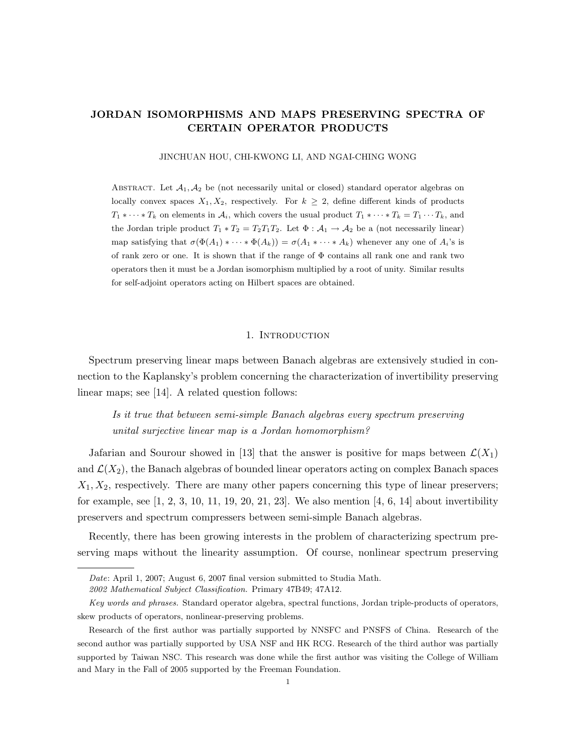# JORDAN ISOMORPHISMS AND MAPS PRESERVING SPECTRA OF CERTAIN OPERATOR PRODUCTS

JINCHUAN HOU, CHI-KWONG LI, AND NGAI-CHING WONG

ABSTRACT. Let $\mathcal{A}_1, \mathcal{A}_2$ be (not necessarily unital or closed) standard operator algebras on locally convex spaces $X_1, X_2$, respectively. For $k \geq 2$, define different kinds of products $T_1 * \cdots * T_k$ on elements in $\mathcal{A}_i$, which covers the usual product $T_1 * \cdots * T_k = T_1 \cdots T_k$, and the Jordan triple product $T_1 * T_2 = T_2 T_1 T_2$. Let $\Phi : \mathcal{A}_1 \to \mathcal{A}_2$ be a (not necessarily linear) map satisfying that $\sigma(\Phi(A_1) * \cdots * \Phi(A_k)) = \sigma(A_1 * \cdots * A_k)$ whenever any one of $A_i$'s is of rank zero or one. It is shown that if the range of $\Phi$ contains all rank one and rank two operators then it must be a Jordan isomorphism multiplied by a root of unity. Similar results for self-adjoint operators acting on Hilbert spaces are obtained.

## 1. Introduction

Spectrum preserving linear maps between Banach algebras are extensively studied in connection to the Kaplansky's problem concerning the characterization of invertibility preserving linear maps; see [14]. A related question follows:

> *Is it true that between semi-simple Banach algebras every spectrum preserving unital surjective linear map is a Jordan homomorphism?*

Jafarian and Sourour showed in [13] that the answer is positive for maps between $\mathcal{L}(X_1)$ and $\mathcal{L}(X_2)$, the Banach algebras of bounded linear operators acting on complex Banach spaces $X_1, X_2$, respectively. There are many other papers concerning this type of linear preservers; for example, see [1, 2, 3, 10, 11, 19, 20, 21, 23]. We also mention [4, 6, 14] about invertibility preservers and spectrum compressers between semi-simple Banach algebras.

Recently, there has been growing interests in the problem of characterizing spectrum preserving maps without the linearity assumption. Of course, nonlinear spectrum preserving

---

*Date*: April 1, 2007; August 6, 2007 final version submitted to Studia Math.

*2002 Mathematical Subject Classification.* Primary 47B49; 47A12.

*Key words and phrases.* Standard operator algebra, spectral functions, Jordan triple-products of operators, skew products of operators, nonlinear-preserving problems.

Research of the first author was partially supported by NNSFC and PNSFS of China. Research of the second author was partially supported by USA NSF and HK RCG. Research of the third author was partially supported by Taiwan NSC. This research was done while the first author was visiting the College of William and Mary in the Fall of 2005 supported by the Freeman Foundation.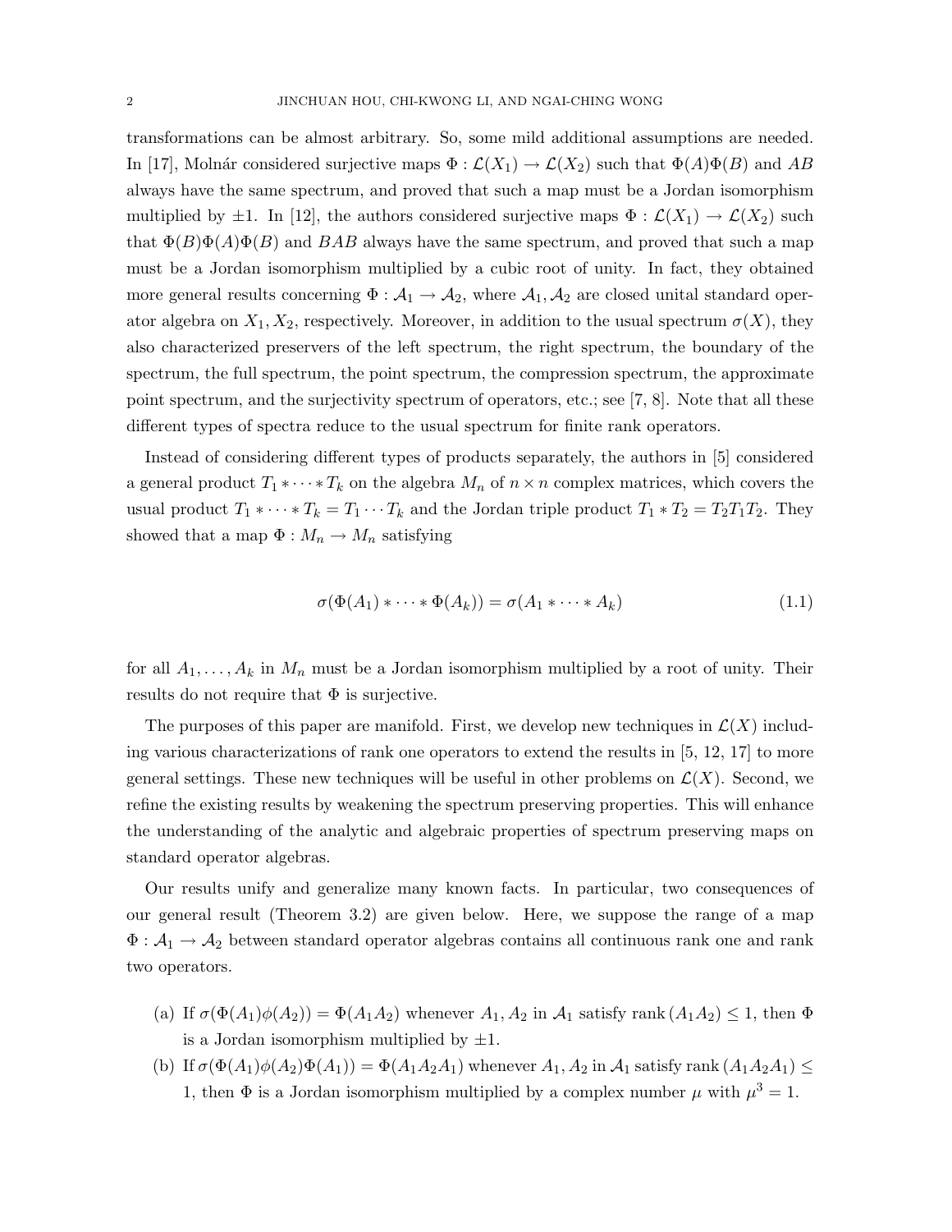transformations can be almost arbitrary. So, some mild additional assumptions are needed. In [17], Molnár considered surjective maps $\Phi : \mathcal{L}(X_1) \to \mathcal{L}(X_2)$ such that $\Phi(A)\Phi(B)$ and $AB$ always have the same spectrum, and proved that such a map must be a Jordan isomorphism multiplied by $\pm 1$. In [12], the authors considered surjective maps $\Phi : \mathcal{L}(X_1) \to \mathcal{L}(X_2)$ such that $\Phi(B)\Phi(A)\Phi(B)$ and $BAB$ always have the same spectrum, and proved that such a map must be a Jordan isomorphism multiplied by a cubic root of unity. In fact, they obtained more general results concerning $\Phi : \mathcal{A}_1 \to \mathcal{A}_2$, where $\mathcal{A}_1, \mathcal{A}_2$ are closed unital standard operator algebra on $X_1, X_2$, respectively. Moreover, in addition to the usual spectrum $\sigma(X)$, they also characterized preservers of the left spectrum, the right spectrum, the boundary of the spectrum, the full spectrum, the point spectrum, the compression spectrum, the approximate point spectrum, and the surjectivity spectrum of operators, etc.; see [7, 8]. Note that all these different types of spectra reduce to the usual spectrum for finite rank operators.

Instead of considering different types of products separately, the authors in [5] considered a general product $T_1 * \cdots * T_k$ on the algebra $M_n$ of $n \times n$ complex matrices, which covers the usual product $T_1 * \cdots * T_k = T_1 \cdots T_k$ and the Jordan triple product $T_1 * T_2 = T_2 T_1 T_2$. They showed that a map $\Phi : M_n \to M_n$ satisfying

$$\sigma(\Phi(A_1) * \cdots * \Phi(A_k)) = \sigma(A_1 * \cdots * A_k) \tag{1.1}$$

for all $A_1, \ldots, A_k$ in $M_n$ must be a Jordan isomorphism multiplied by a root of unity. Their results do not require that $\Phi$ is surjective.

The purposes of this paper are manifold. First, we develop new techniques in $\mathcal{L}(X)$ including various characterizations of rank one operators to extend the results in [5, 12, 17] to more general settings. These new techniques will be useful in other problems on $\mathcal{L}(X)$. Second, we refine the existing results by weakening the spectrum preserving properties. This will enhance the understanding of the analytic and algebraic properties of spectrum preserving maps on standard operator algebras.

Our results unify and generalize many known facts. In particular, two consequences of our general result (Theorem 3.2) are given below. Here, we suppose the range of a map $\Phi : \mathcal{A}_1 \to \mathcal{A}_2$ between standard operator algebras contains all continuous rank one and rank two operators.

(a) If $\sigma(\Phi(A_1)\phi(A_2)) = \Phi(A_1 A_2)$ whenever $A_1, A_2$ in $\mathcal{A}_1$ satisfy $\operatorname{rank}(A_1 A_2) \leq 1$, then $\Phi$ is a Jordan isomorphism multiplied by $\pm 1$.

(b) If $\sigma(\Phi(A_1)\phi(A_2)\Phi(A_1)) = \Phi(A_1 A_2 A_1)$ whenever $A_1, A_2$ in $\mathcal{A}_1$ satisfy $\operatorname{rank}(A_1 A_2 A_1) \leq 1$, then $\Phi$ is a Jordan isomorphism multiplied by a complex number $\mu$ with $\mu^3 = 1$.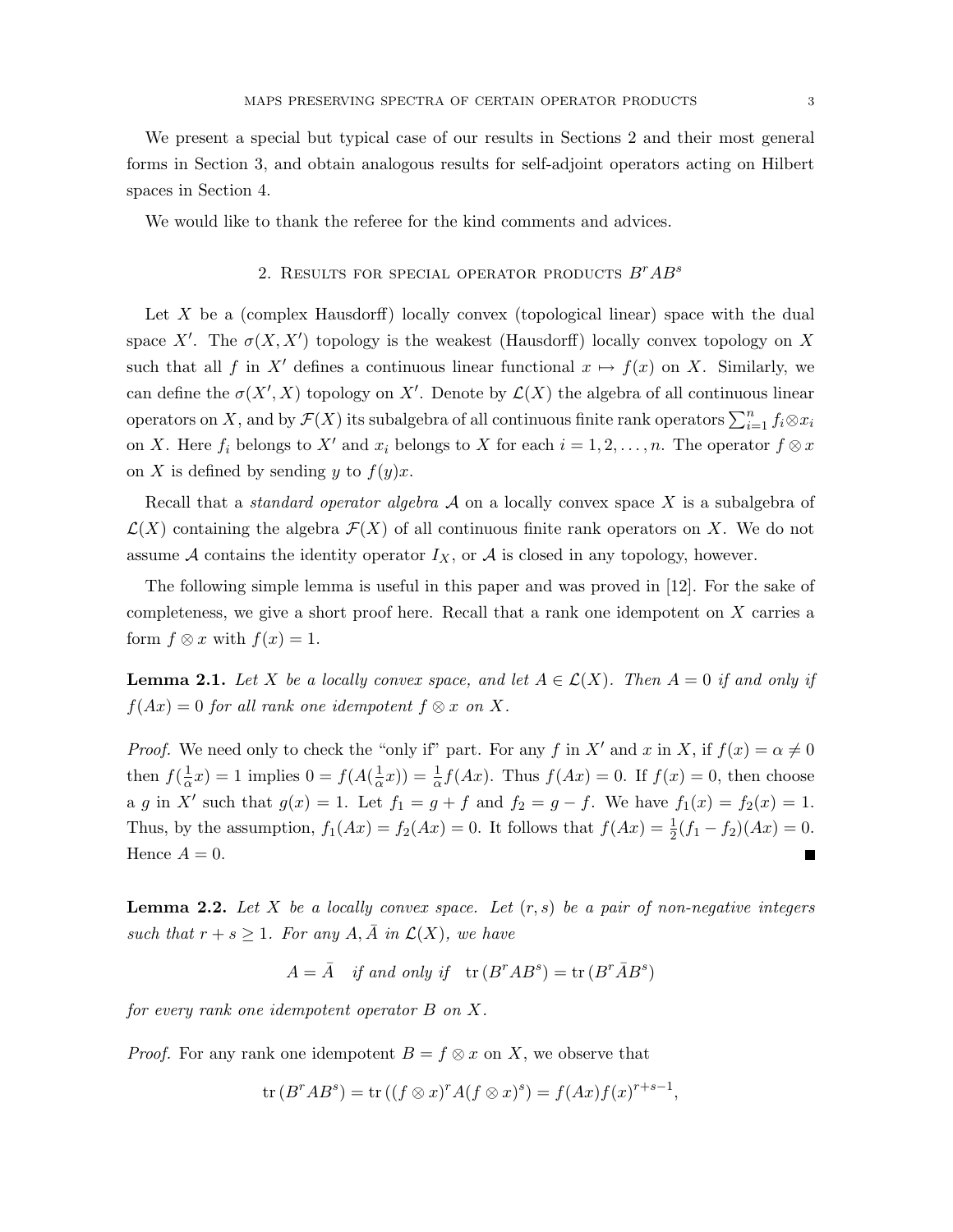We present a special but typical case of our results in Sections 2 and their most general forms in Section 3, and obtain analogous results for self-adjoint operators acting on Hilbert spaces in Section 4.

We would like to thank the referee for the kind comments and advices.

## 2. Results for special operator products $B^rAB^s$

Let $X$ be a (complex Hausdorff) locally convex (topological linear) space with the dual space $X'$. The $\sigma(X, X')$ topology is the weakest (Hausdorff) locally convex topology on $X$ such that all $f$ in $X'$ defines a continuous linear functional $x \mapsto f(x)$ on $X$. Similarly, we can define the $\sigma(X', X)$ topology on $X'$. Denote by $\mathcal{L}(X)$ the algebra of all continuous linear operators on $X$, and by $\mathcal{F}(X)$ its subalgebra of all continuous finite rank operators $\sum_{i=1}^n f_i \otimes x_i$ on $X$. Here $f_i$ belongs to $X'$ and $x_i$ belongs to $X$ for each $i = 1, 2, \ldots, n$. The operator $f \otimes x$ on $X$ is defined by sending $y$ to $f(y)x$.

Recall that a *standard operator algebra* $\mathcal{A}$ on a locally convex space $X$ is a subalgebra of $\mathcal{L}(X)$ containing the algebra $\mathcal{F}(X)$ of all continuous finite rank operators on $X$. We do not assume $\mathcal{A}$ contains the identity operator $I_X$, or $\mathcal{A}$ is closed in any topology, however.

The following simple lemma is useful in this paper and was proved in [12]. For the sake of completeness, we give a short proof here. Recall that a rank one idempotent on $X$ carries a form $f \otimes x$ with $f(x) = 1$.

**Lemma 2.1.** *Let $X$ be a locally convex space, and let $A \in \mathcal{L}(X)$. Then $A = 0$ if and only if $f(Ax) = 0$ for all rank one idempotent $f \otimes x$ on $X$.*

*Proof.* We need only to check the "only if" part. For any $f$ in $X'$ and $x$ in $X$, if $f(x) = \alpha \neq 0$ then $f(\frac{1}{\alpha}x) = 1$ implies $0 = f(A(\frac{1}{\alpha}x)) = \frac{1}{\alpha}f(Ax)$. Thus $f(Ax) = 0$. If $f(x) = 0$, then choose a $g$ in $X'$ such that $g(x) = 1$. Let $f_1 = g + f$ and $f_2 = g - f$. We have $f_1(x) = f_2(x) = 1$. Thus, by the assumption, $f_1(Ax) = f_2(Ax) = 0$. It follows that $f(Ax) = \frac{1}{2}(f_1 - f_2)(Ax) = 0$. Hence $A = 0$. ∎

**Lemma 2.2.** *Let $X$ be a locally convex space. Let $(r, s)$ be a pair of non-negative integers such that $r + s \geq 1$. For any $A, \bar{A}$ in $\mathcal{L}(X)$, we have*

$$A = \bar{A} \quad \textit{if and only if} \quad \operatorname{tr}(B^rAB^s) = \operatorname{tr}(B^r\bar{A}B^s)$$

*for every rank one idempotent operator $B$ on $X$.*

*Proof.* For any rank one idempotent $B = f \otimes x$ on $X$, we observe that

$$\operatorname{tr}(B^rAB^s) = \operatorname{tr}((f \otimes x)^r A (f \otimes x)^s) = f(Ax)f(x)^{r+s-1},$$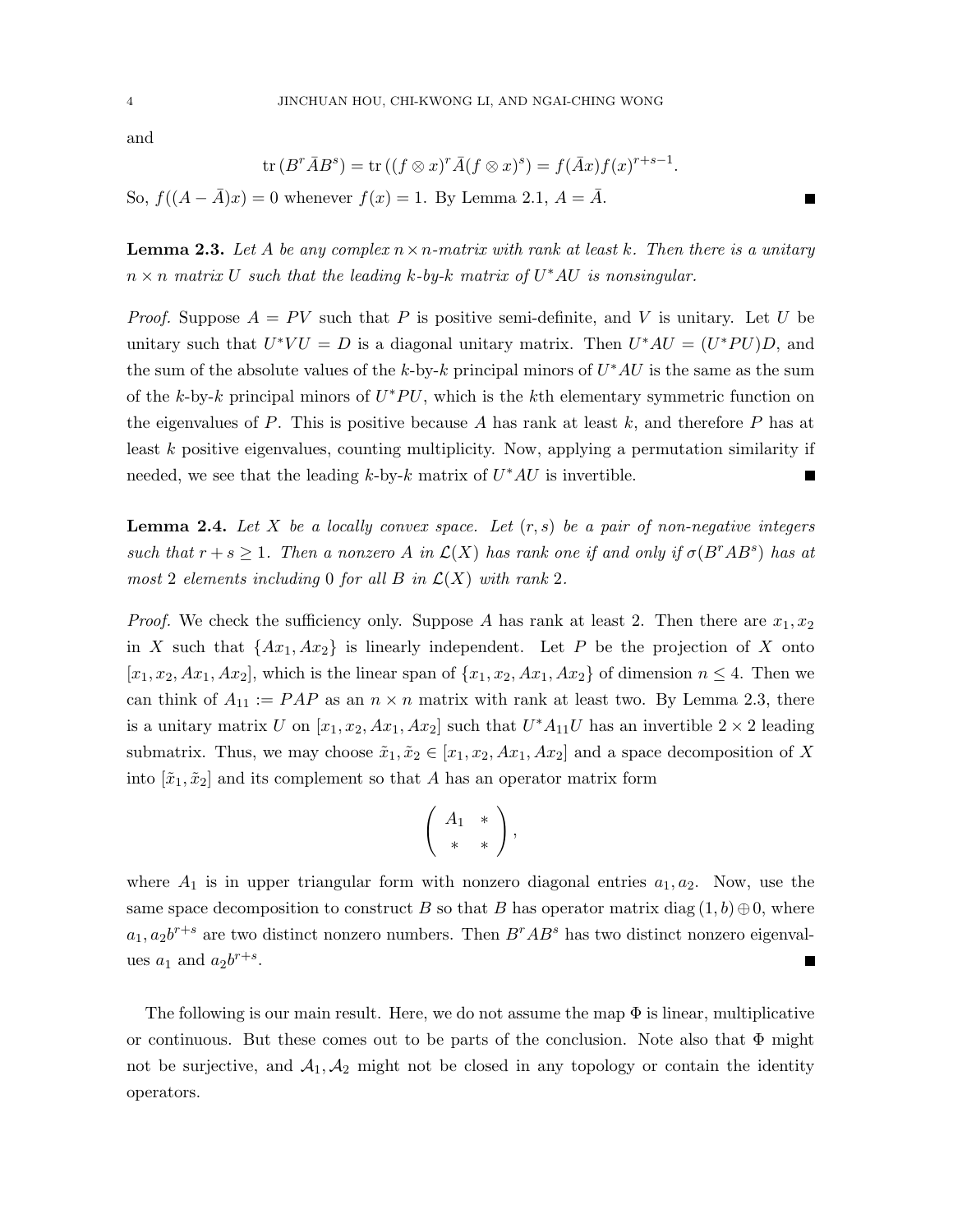and

$$\operatorname{tr}(B^r \bar{A} B^s) = \operatorname{tr}((f \otimes x)^r \bar{A} (f \otimes x)^s) = f(\bar{A}x) f(x)^{r+s-1}.$$

So, $f((A - \bar{A})x) = 0$ whenever $f(x) = 1$. By Lemma 2.1, $A = \bar{A}$. ∎

**Lemma 2.3.** *Let $A$ be any complex $n \times n$-matrix with rank at least $k$. Then there is a unitary $n \times n$ matrix $U$ such that the leading $k$-by-$k$ matrix of $U^*AU$ is nonsingular.*

*Proof.* Suppose $A = PV$ such that $P$ is positive semi-definite, and $V$ is unitary. Let $U$ be unitary such that $U^*VU = D$ is a diagonal unitary matrix. Then $U^*AU = (U^*PU)D$, and the sum of the absolute values of the $k$-by-$k$ principal minors of $U^*AU$ is the same as the sum of the $k$-by-$k$ principal minors of $U^*PU$, which is the $k$th elementary symmetric function on the eigenvalues of $P$. This is positive because $A$ has rank at least $k$, and therefore $P$ has at least $k$ positive eigenvalues, counting multiplicity. Now, applying a permutation similarity if needed, we see that the leading $k$-by-$k$ matrix of $U^*AU$ is invertible. ∎

**Lemma 2.4.** *Let $X$ be a locally convex space. Let $(r, s)$ be a pair of non-negative integers such that $r + s \geq 1$. Then a nonzero $A$ in $\mathcal{L}(X)$ has rank one if and only if $\sigma(B^rAB^s)$ has at most 2 elements including 0 for all $B$ in $\mathcal{L}(X)$ with rank 2.*

*Proof.* We check the sufficiency only. Suppose $A$ has rank at least 2. Then there are $x_1, x_2$ in $X$ such that $\{Ax_1, Ax_2\}$ is linearly independent. Let $P$ be the projection of $X$ onto $[x_1, x_2, Ax_1, Ax_2]$, which is the linear span of $\{x_1, x_2, Ax_1, Ax_2\}$ of dimension $n \leq 4$. Then we can think of $A_{11} := PAP$ as an $n \times n$ matrix with rank at least two. By Lemma 2.3, there is a unitary matrix $U$ on $[x_1, x_2, Ax_1, Ax_2]$ such that $U^*A_{11}U$ has an invertible $2 \times 2$ leading submatrix. Thus, we may choose $\tilde{x}_1, \tilde{x}_2 \in [x_1, x_2, Ax_1, Ax_2]$ and a space decomposition of $X$ into $[\tilde{x}_1, \tilde{x}_2]$ and its complement so that $A$ has an operator matrix form

$$\begin{pmatrix} A_1 & * \\ * & * \end{pmatrix},$$

where $A_1$ is in upper triangular form with nonzero diagonal entries $a_1, a_2$. Now, use the same space decomposition to construct $B$ so that $B$ has operator matrix $\operatorname{diag}(1, b) \oplus 0$, where $a_1, a_2 b^{r+s}$ are two distinct nonzero numbers. Then $B^rAB^s$ has two distinct nonzero eigenvalues $a_1$ and $a_2 b^{r+s}$. ∎

The following is our main result. Here, we do not assume the map $\Phi$ is linear, multiplicative or continuous. But these comes out to be parts of the conclusion. Note also that $\Phi$ might not be surjective, and $\mathcal{A}_1, \mathcal{A}_2$ might not be closed in any topology or contain the identity operators.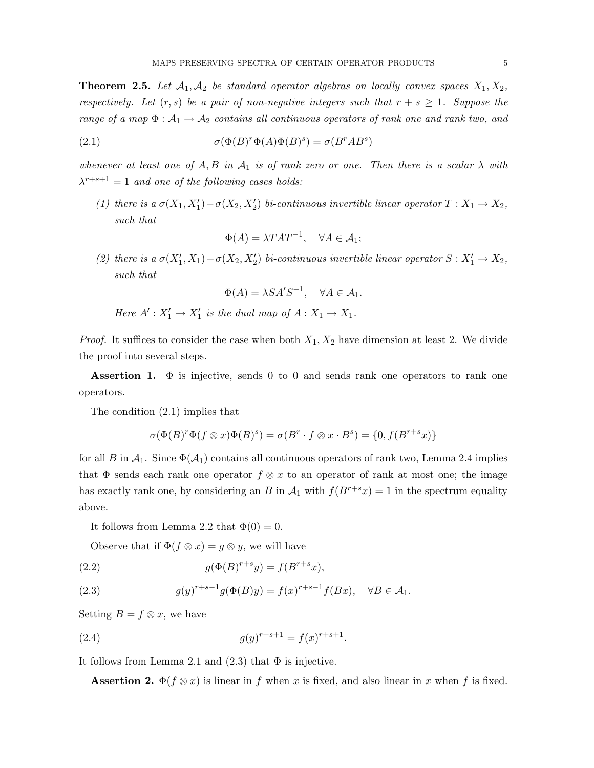**Theorem 2.5.** *Let $\mathcal{A}_1, \mathcal{A}_2$ be standard operator algebras on locally convex spaces $X_1, X_2$, respectively. Let $(r, s)$ be a pair of non-negative integers such that $r + s \geq 1$. Suppose the range of a map $\Phi : \mathcal{A}_1 \to \mathcal{A}_2$ contains all continuous operators of rank one and rank two, and*

$$\sigma(\Phi(B)^r \Phi(A) \Phi(B)^s) = \sigma(B^r A B^s) \tag{2.1}$$

*whenever at least one of $A, B$ in $\mathcal{A}_1$ is of rank zero or one. Then there is a scalar $\lambda$ with $\lambda^{r+s+1} = 1$ and one of the following cases holds:*

1. *there is a $\sigma(X_1, X_1') - \sigma(X_2, X_2')$ bi-continuous invertible linear operator $T : X_1 \to X_2$, such that*
$$\Phi(A) = \lambda T A T^{-1}, \quad \forall A \in \mathcal{A}_1;$$
2. *there is a $\sigma(X_1', X_1) - \sigma(X_2, X_2')$ bi-continuous invertible linear operator $S : X_1' \to X_2$, such that*
$$\Phi(A) = \lambda S A' S^{-1}, \quad \forall A \in \mathcal{A}_1.$$

   *Here $A' : X_1' \to X_1'$ is the dual map of $A : X_1 \to X_1$.*

*Proof.* It suffices to consider the case when both $X_1, X_2$ have dimension at least 2. We divide the proof into several steps.

**Assertion 1.** $\Phi$ is injective, sends 0 to 0 and sends rank one operators to rank one operators.

The condition (2.1) implies that

$$\sigma(\Phi(B)^r \Phi(f \otimes x) \Phi(B)^s) = \sigma(B^r \cdot f \otimes x \cdot B^s) = \{0, f(B^{r+s}x)\}$$

for all $B$ in $\mathcal{A}_1$. Since $\Phi(\mathcal{A}_1)$ contains all continuous operators of rank two, Lemma 2.4 implies that $\Phi$ sends each rank one operator $f \otimes x$ to an operator of rank at most one; the image has exactly rank one, by considering an $B$ in $\mathcal{A}_1$ with $f(B^{r+s}x) = 1$ in the spectrum equality above.

It follows from Lemma 2.2 that $\Phi(0) = 0$.

Observe that if $\Phi(f \otimes x) = g \otimes y$, we will have

$$g(\Phi(B)^{r+s}y) = f(B^{r+s}x), \tag{2.2}$$

$$g(y)^{r+s-1} g(\Phi(B)y) = f(x)^{r+s-1} f(Bx), \quad \forall B \in \mathcal{A}_1. \tag{2.3}$$

Setting $B = f \otimes x$, we have

$$g(y)^{r+s+1} = f(x)^{r+s+1}. \tag{2.4}$$

It follows from Lemma 2.1 and (2.3) that $\Phi$ is injective.

**Assertion 2.** $\Phi(f \otimes x)$ is linear in $f$ when $x$ is fixed, and also linear in $x$ when $f$ is fixed.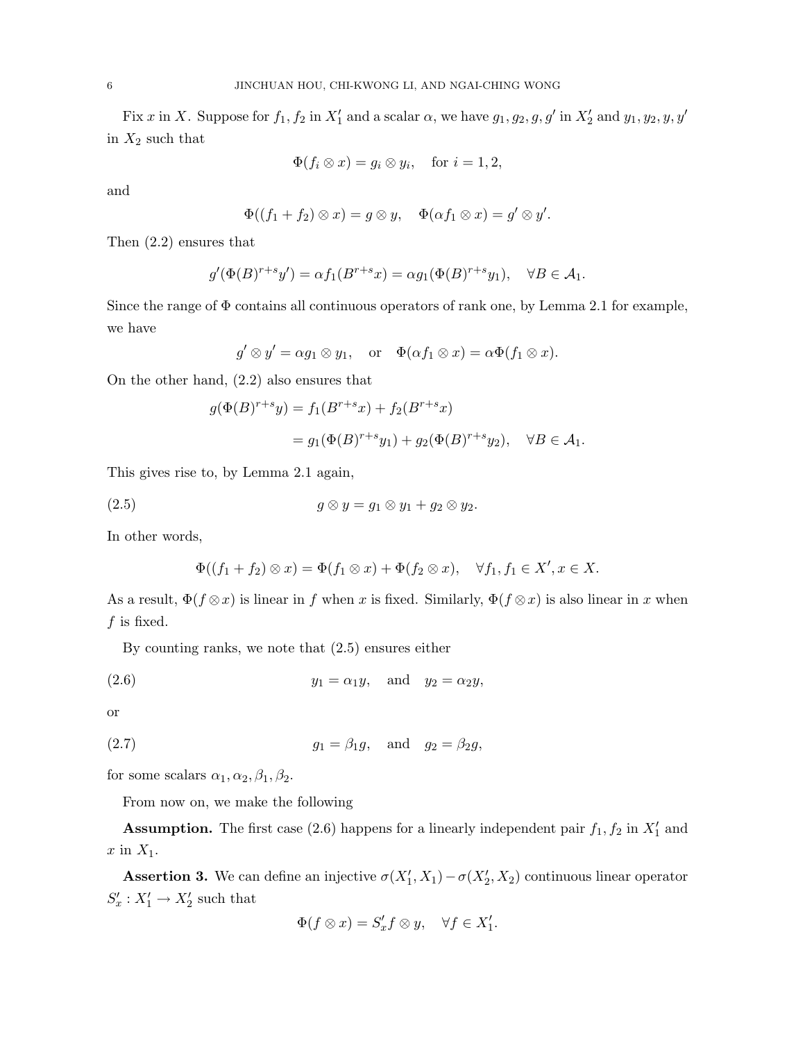Fix $x$ in $X$. Suppose for $f_1, f_2$ in $X_1'$ and a scalar $\alpha$, we have $g_1, g_2, g, g'$ in $X_2'$ and $y_1, y_2, y, y'$ in $X_2$ such that

$$\Phi(f_i \otimes x) = g_i \otimes y_i, \quad \text{for } i = 1, 2,$$

and

$$\Phi((f_1 + f_2) \otimes x) = g \otimes y, \quad \Phi(\alpha f_1 \otimes x) = g' \otimes y'.$$

Then (2.2) ensures that

$$g'(\Phi(B)^{r+s}y') = \alpha f_1(B^{r+s}x) = \alpha g_1(\Phi(B)^{r+s}y_1), \quad \forall B \in \mathcal{A}_1.$$

Since the range of $\Phi$ contains all continuous operators of rank one, by Lemma 2.1 for example, we have

$$g' \otimes y' = \alpha g_1 \otimes y_1, \quad \text{or} \quad \Phi(\alpha f_1 \otimes x) = \alpha \Phi(f_1 \otimes x).$$

On the other hand, (2.2) also ensures that

$$\begin{aligned} g(\Phi(B)^{r+s}y) &= f_1(B^{r+s}x) + f_2(B^{r+s}x) \\ &= g_1(\Phi(B)^{r+s}y_1) + g_2(\Phi(B)^{r+s}y_2), \quad \forall B \in \mathcal{A}_1. \end{aligned}$$

This gives rise to, by Lemma 2.1 again,

$$g \otimes y = g_1 \otimes y_1 + g_2 \otimes y_2. \tag{2.5}$$

In other words,

$$\Phi((f_1 + f_2) \otimes x) = \Phi(f_1 \otimes x) + \Phi(f_2 \otimes x), \quad \forall f_1, f_1 \in X', x \in X.$$

As a result, $\Phi(f \otimes x)$ is linear in $f$ when $x$ is fixed. Similarly, $\Phi(f \otimes x)$ is also linear in $x$ when $f$ is fixed.

By counting ranks, we note that (2.5) ensures either

$$y_1 = \alpha_1 y, \quad \text{and} \quad y_2 = \alpha_2 y, \tag{2.6}$$

or

$$g_1 = \beta_1 g, \quad \text{and} \quad g_2 = \beta_2 g, \tag{2.7}$$

for some scalars $\alpha_1, \alpha_2, \beta_1, \beta_2$.

From now on, we make the following

**Assumption.** The first case (2.6) happens for a linearly independent pair $f_1, f_2$ in $X_1'$ and $x$ in $X_1$.

**Assertion 3.** We can define an injective $\sigma(X_1', X_1) - \sigma(X_2', X_2)$ continuous linear operator $S_x' : X_1' \to X_2'$ such that

$$\Phi(f \otimes x) = S_x' f \otimes y, \quad \forall f \in X_1'.$$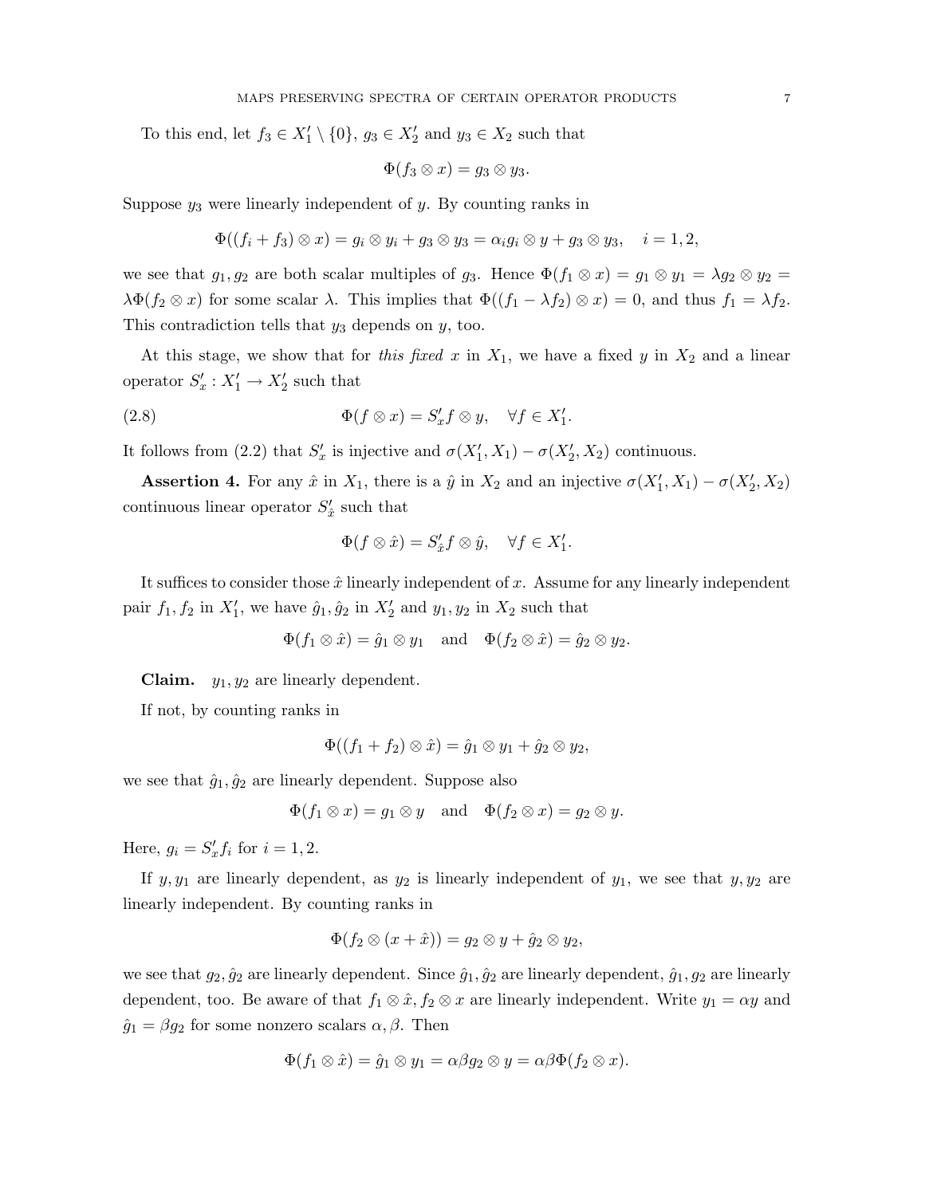To this end, let $f_3 \in X_1' \setminus \{0\}$, $g_3 \in X_2'$ and $y_3 \in X_2$ such that

$$\Phi(f_3 \otimes x) = g_3 \otimes y_3.$$

Suppose $y_3$ were linearly independent of $y$. By counting ranks in

$$\Phi((f_i + f_3) \otimes x) = g_i \otimes y_i + g_3 \otimes y_3 = \alpha_i g_i \otimes y + g_3 \otimes y_3, \quad i = 1, 2,$$

we see that $g_1, g_2$ are both scalar multiples of $g_3$. Hence $\Phi(f_1 \otimes x) = g_1 \otimes y_1 = \lambda g_2 \otimes y_2 = \lambda \Phi(f_2 \otimes x)$ for some scalar $\lambda$. This implies that $\Phi((f_1 - \lambda f_2) \otimes x) = 0$, and thus $f_1 = \lambda f_2$. This contradiction tells that $y_3$ depends on $y$, too.

At this stage, we show that for *this fixed* $x$ in $X_1$, we have a fixed $y$ in $X_2$ and a linear operator $S_x' : X_1' \to X_2'$ such that

$$\Phi(f \otimes x) = S_x' f \otimes y, \quad \forall f \in X_1'. \tag{2.8}$$

It follows from (2.2) that $S_x'$ is injective and $\sigma(X_1', X_1) - \sigma(X_2', X_2)$ continuous.

**Assertion 4.** For any $\hat{x}$ in $X_1$, there is a $\hat{y}$ in $X_2$ and an injective $\sigma(X_1', X_1) - \sigma(X_2', X_2)$ continuous linear operator $S_{\hat{x}}'$ such that

$$\Phi(f \otimes \hat{x}) = S_{\hat{x}}' f \otimes \hat{y}, \quad \forall f \in X_1'.$$

It suffices to consider those $\hat{x}$ linearly independent of $x$. Assume for any linearly independent pair $f_1, f_2$ in $X_1'$, we have $\hat{g}_1, \hat{g}_2$ in $X_2'$ and $y_1, y_2$ in $X_2$ such that

$$\Phi(f_1 \otimes \hat{x}) = \hat{g}_1 \otimes y_1 \quad \text{and} \quad \Phi(f_2 \otimes \hat{x}) = \hat{g}_2 \otimes y_2.$$

**Claim.** $y_1, y_2$ are linearly dependent.

If not, by counting ranks in

$$\Phi((f_1 + f_2) \otimes \hat{x}) = \hat{g}_1 \otimes y_1 + \hat{g}_2 \otimes y_2,$$

we see that $\hat{g}_1, \hat{g}_2$ are linearly dependent. Suppose also

$$\Phi(f_1 \otimes x) = g_1 \otimes y \quad \text{and} \quad \Phi(f_2 \otimes x) = g_2 \otimes y.$$

Here, $g_i = S_x' f_i$ for $i = 1, 2$.

If $y, y_1$ are linearly dependent, as $y_2$ is linearly independent of $y_1$, we see that $y, y_2$ are linearly independent. By counting ranks in

$$\Phi(f_2 \otimes (x + \hat{x})) = g_2 \otimes y + \hat{g}_2 \otimes y_2,$$

we see that $g_2, \hat{g}_2$ are linearly dependent. Since $\hat{g}_1, \hat{g}_2$ are linearly dependent, $\hat{g}_1, g_2$ are linearly dependent, too. Be aware of that $f_1 \otimes \hat{x}, f_2 \otimes x$ are linearly independent. Write $y_1 = \alpha y$ and $\hat{g}_1 = \beta g_2$ for some nonzero scalars $\alpha, \beta$. Then

$$\Phi(f_1 \otimes \hat{x}) = \hat{g}_1 \otimes y_1 = \alpha\beta g_2 \otimes y = \alpha\beta \Phi(f_2 \otimes x).$$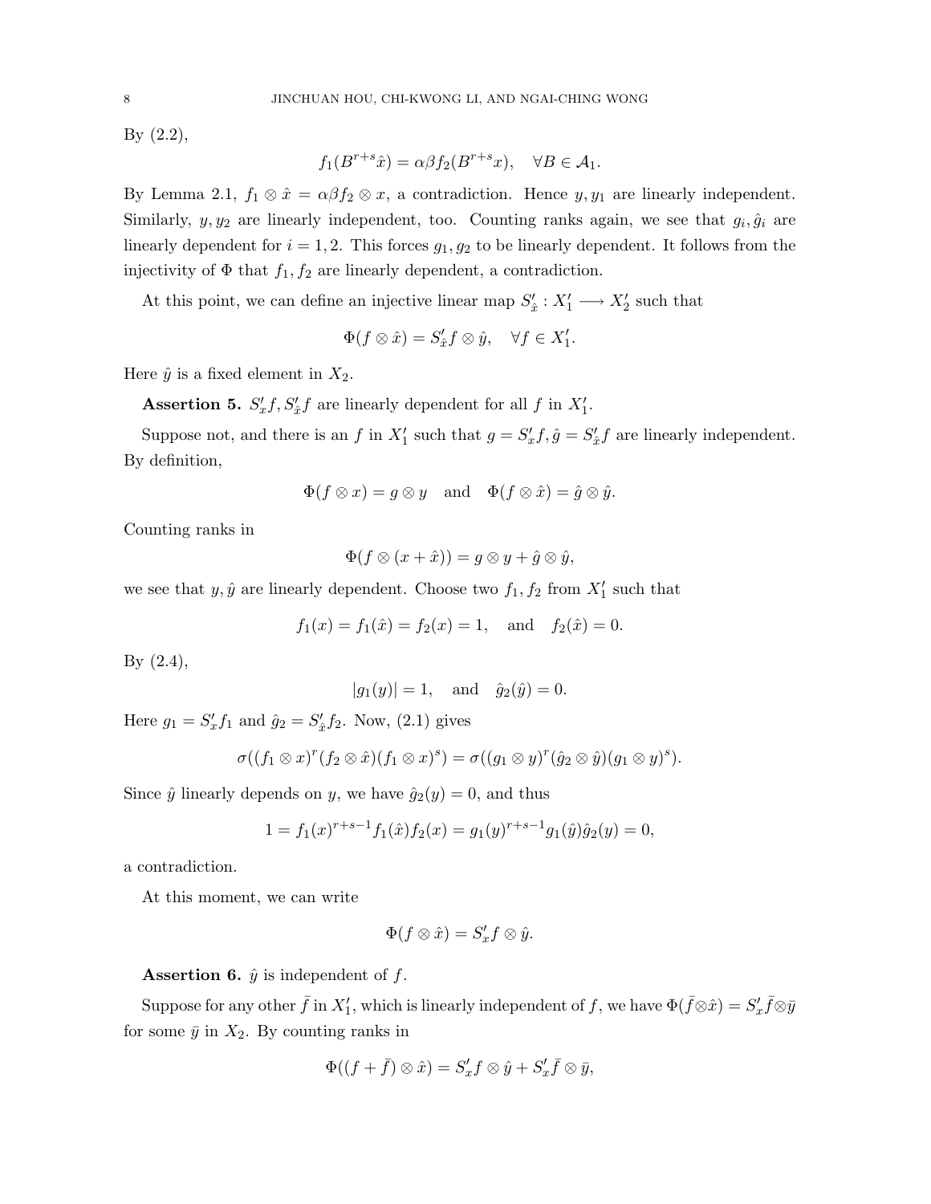By (2.2),

$$f_1(B^{r+s}\hat{x}) = \alpha\beta f_2(B^{r+s}x), \quad \forall B \in \mathcal{A}_1.$$

By Lemma 2.1, $f_1 \otimes \hat{x} = \alpha\beta f_2 \otimes x$, a contradiction. Hence $y, y_1$ are linearly independent. Similarly, $y, y_2$ are linearly independent, too. Counting ranks again, we see that $g_i, \hat{g}_i$ are linearly dependent for $i = 1, 2$. This forces $g_1, g_2$ to be linearly dependent. It follows from the injectivity of $\Phi$ that $f_1, f_2$ are linearly dependent, a contradiction.

At this point, we can define an injective linear map $S'_{\hat{x}} : X'_1 \longrightarrow X'_2$ such that

$$\Phi(f \otimes \hat{x}) = S'_{\hat{x}} f \otimes \hat{y}, \quad \forall f \in X'_1.$$

Here $\hat{y}$ is a fixed element in $X_2$.

**Assertion 5.** $S'_x f, S'_{\hat{x}} f$ are linearly dependent for all $f$ in $X'_1$.

Suppose not, and there is an $f$ in $X'_1$ such that $g = S'_x f, \hat{g} = S'_{\hat{x}} f$ are linearly independent. By definition,

$$\Phi(f \otimes x) = g \otimes y \quad \text{and} \quad \Phi(f \otimes \hat{x}) = \hat{g} \otimes \hat{y}.$$

Counting ranks in

$$\Phi(f \otimes (x + \hat{x})) = g \otimes y + \hat{g} \otimes \hat{y},$$

we see that $y, \hat{y}$ are linearly dependent. Choose two $f_1, f_2$ from $X'_1$ such that

$$f_1(x) = f_1(\hat{x}) = f_2(x) = 1, \quad \text{and} \quad f_2(\hat{x}) = 0.$$

By (2.4),

$$|g_1(y)| = 1, \quad \text{and} \quad \hat{g}_2(\hat{y}) = 0.$$

Here $g_1 = S'_x f_1$ and $\hat{g}_2 = S'_{\hat{x}} f_2$. Now, (2.1) gives

$$\sigma((f_1 \otimes x)^r (f_2 \otimes \hat{x})(f_1 \otimes x)^s) = \sigma((g_1 \otimes y)^r (\hat{g}_2 \otimes \hat{y})(g_1 \otimes y)^s).$$

Since $\hat{y}$ linearly depends on $y$, we have $\hat{g}_2(y) = 0$, and thus

$$1 = f_1(x)^{r+s-1} f_1(\hat{x}) f_2(x) = g_1(y)^{r+s-1} g_1(\hat{y}) \hat{g}_2(y) = 0,$$

a contradiction.

At this moment, we can write

$$\Phi(f \otimes \hat{x}) = S'_x f \otimes \hat{y}.$$

**Assertion 6.** $\hat{y}$ is independent of $f$.

Suppose for any other $\bar{f}$ in $X'_1$, which is linearly independent of $f$, we have $\Phi(\bar{f} \otimes \hat{x}) = S'_x \bar{f} \otimes \bar{y}$ for some $\bar{y}$ in $X_2$. By counting ranks in

$$\Phi((f + \bar{f}) \otimes \hat{x}) = S'_x f \otimes \hat{y} + S'_x \bar{f} \otimes \bar{y},$$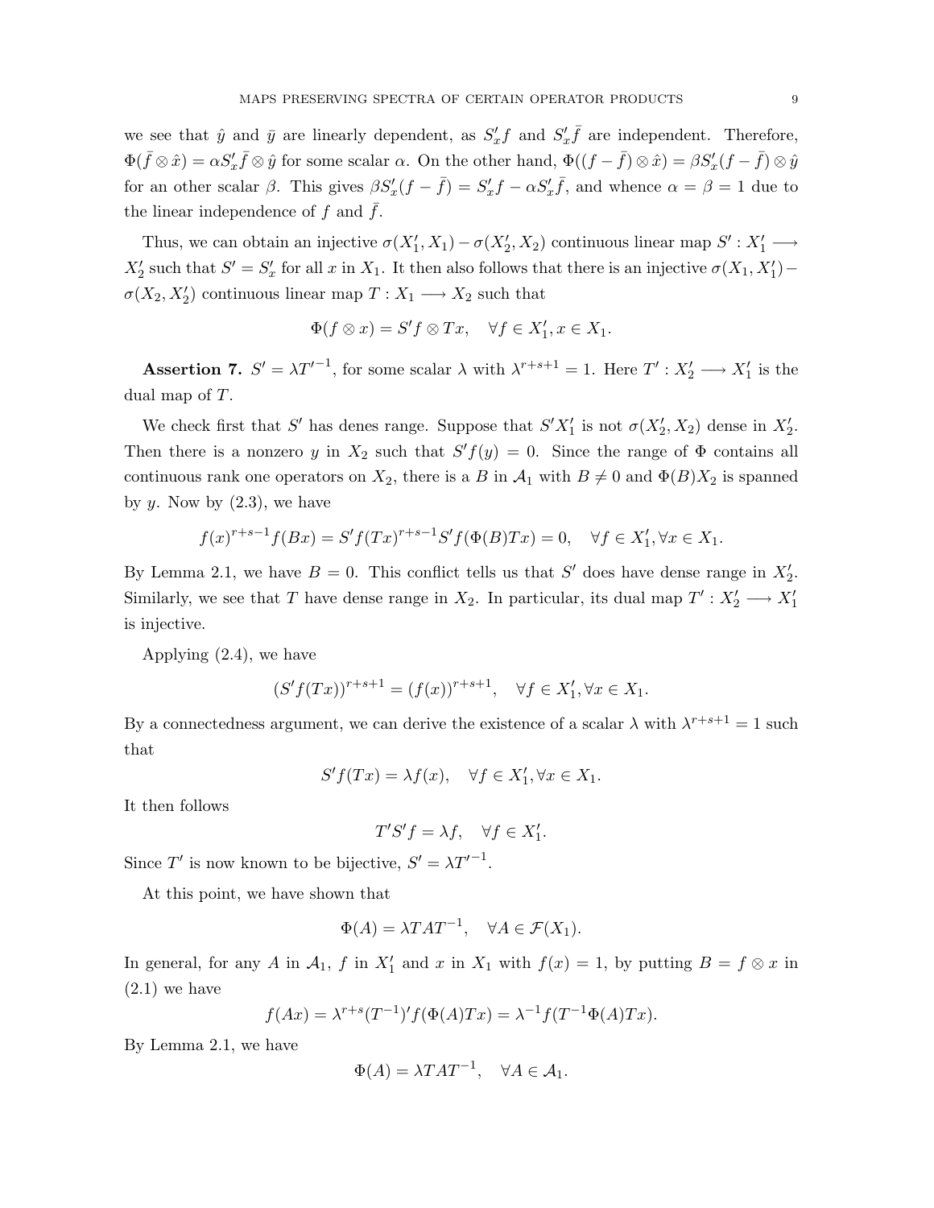we see that $\hat{y}$ and $\bar{y}$ are linearly dependent, as $S'_x f$ and $S'_x \bar{f}$ are independent. Therefore, $\Phi(\bar{f} \otimes \hat{x}) = \alpha S'_x \bar{f} \otimes \hat{y}$ for some scalar $\alpha$. On the other hand, $\Phi((f - \bar{f}) \otimes \hat{x}) = \beta S'_x (f - \bar{f}) \otimes \hat{y}$ for an other scalar $\beta$. This gives $\beta S'_x (f - \bar{f}) = S'_x f - \alpha S'_x \bar{f}$, and whence $\alpha = \beta = 1$ due to the linear independence of $f$ and $\bar{f}$.

Thus, we can obtain an injective $\sigma(X'_1, X_1) - \sigma(X'_2, X_2)$ continuous linear map $S' : X'_1 \longrightarrow X'_2$ such that $S' = S'_x$ for all $x$ in $X_1$. It then also follows that there is an injective $\sigma(X_1, X'_1) - \sigma(X_2, X'_2)$ continuous linear map $T : X_1 \longrightarrow X_2$ such that

$$\Phi(f \otimes x) = S' f \otimes Tx, \quad \forall f \in X'_1, x \in X_1.$$

**Assertion 7.** $S' = \lambda T'^{-1}$, for some scalar $\lambda$ with $\lambda^{r+s+1} = 1$. Here $T' : X'_2 \longrightarrow X'_1$ is the dual map of $T$.

We check first that $S'$ has denes range. Suppose that $S' X'_1$ is not $\sigma(X'_2, X_2)$ dense in $X'_2$. Then there is a nonzero $y$ in $X_2$ such that $S' f(y) = 0$. Since the range of $\Phi$ contains all continuous rank one operators on $X_2$, there is a $B$ in $\mathcal{A}_1$ with $B \neq 0$ and $\Phi(B) X_2$ is spanned by $y$. Now by (2.3), we have

$$f(x)^{r+s-1} f(Bx) = S' f(Tx)^{r+s-1} S' f(\Phi(B) Tx) = 0, \quad \forall f \in X'_1, \forall x \in X_1.$$

By Lemma 2.1, we have $B = 0$. This conflict tells us that $S'$ does have dense range in $X'_2$. Similarly, we see that $T$ have dense range in $X_2$. In particular, its dual map $T' : X'_2 \longrightarrow X'_1$ is injective.

Applying (2.4), we have

$$(S' f(Tx))^{r+s+1} = (f(x))^{r+s+1}, \quad \forall f \in X'_1, \forall x \in X_1.$$

By a connectedness argument, we can derive the existence of a scalar $\lambda$ with $\lambda^{r+s+1} = 1$ such that

$$S' f(Tx) = \lambda f(x), \quad \forall f \in X'_1, \forall x \in X_1.$$

It then follows

$$T' S' f = \lambda f, \quad \forall f \in X'_1.$$

Since $T'$ is now known to be bijective, $S' = \lambda T'^{-1}$.

At this point, we have shown that

$$\Phi(A) = \lambda T A T^{-1}, \quad \forall A \in \mathcal{F}(X_1).$$

In general, for any $A$ in $\mathcal{A}_1$, $f$ in $X'_1$ and $x$ in $X_1$ with $f(x) = 1$, by putting $B = f \otimes x$ in (2.1) we have

$$f(Ax) = \lambda^{r+s} (T^{-1})' f(\Phi(A) Tx) = \lambda^{-1} f(T^{-1} \Phi(A) Tx).$$

By Lemma 2.1, we have

$$\Phi(A) = \lambda T A T^{-1}, \quad \forall A \in \mathcal{A}_1.$$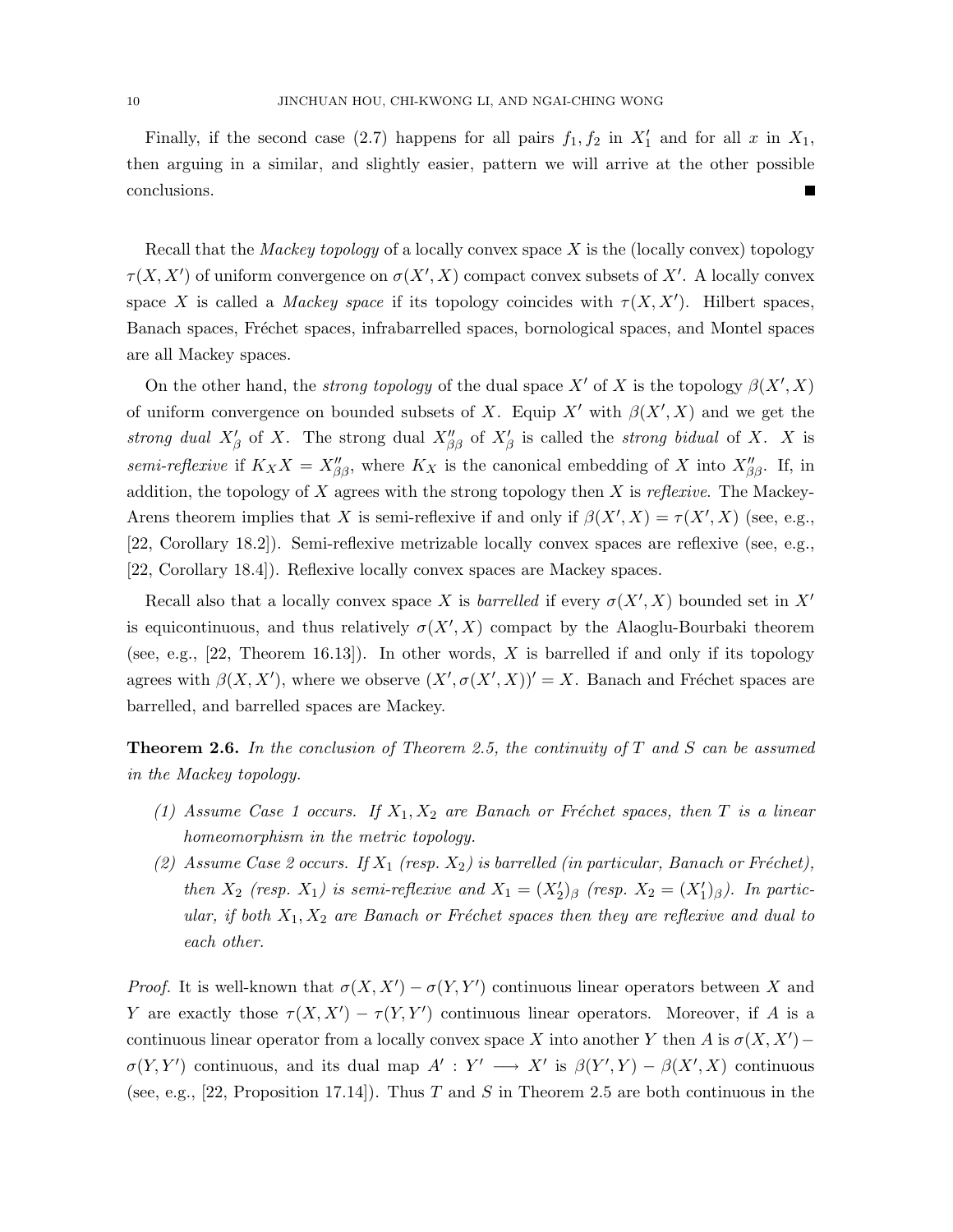Finally, if the second case (2.7) happens for all pairs $f_1, f_2$ in $X_1'$ and for all $x$ in $X_1$, then arguing in a similar, and slightly easier, pattern we will arrive at the other possible conclusions. ∎

Recall that the *Mackey topology* of a locally convex space $X$ is the (locally convex) topology $\tau(X, X')$ of uniform convergence on $\sigma(X', X)$ compact convex subsets of $X'$. A locally convex space $X$ is called a *Mackey space* if its topology coincides with $\tau(X, X')$. Hilbert spaces, Banach spaces, Fréchet spaces, infrabarrelled spaces, bornological spaces, and Montel spaces are all Mackey spaces.

On the other hand, the *strong topology* of the dual space $X'$ of $X$ is the topology $\beta(X', X)$ of uniform convergence on bounded subsets of $X$. Equip $X'$ with $\beta(X', X)$ and we get the *strong dual* $X'_\beta$ of $X$. The strong dual $X''_{\beta\beta}$ of $X'_\beta$ is called the *strong bidual* of $X$. $X$ is *semi-reflexive* if $K_X X = X''_{\beta\beta}$, where $K_X$ is the canonical embedding of $X$ into $X''_{\beta\beta}$. If, in addition, the topology of $X$ agrees with the strong topology then $X$ is *reflexive*. The Mackey-Arens theorem implies that $X$ is semi-reflexive if and only if $\beta(X', X) = \tau(X', X)$ (see, e.g., [22, Corollary 18.2]). Semi-reflexive metrizable locally convex spaces are reflexive (see, e.g., [22, Corollary 18.4]). Reflexive locally convex spaces are Mackey spaces.

Recall also that a locally convex space $X$ is *barrelled* if every $\sigma(X', X)$ bounded set in $X'$ is equicontinuous, and thus relatively $\sigma(X', X)$ compact by the Alaoglu-Bourbaki theorem (see, e.g., [22, Theorem 16.13]). In other words, $X$ is barrelled if and only if its topology agrees with $\beta(X, X')$, where we observe $(X', \sigma(X', X))' = X$. Banach and Fréchet spaces are barrelled, and barrelled spaces are Mackey.

**Theorem 2.6.** *In the conclusion of Theorem 2.5, the continuity of $T$ and $S$ can be assumed in the Mackey topology.*

1. *Assume Case 1 occurs. If $X_1, X_2$ are Banach or Fréchet spaces, then $T$ is a linear homeomorphism in the metric topology.*
2. *Assume Case 2 occurs. If $X_1$ (resp. $X_2$) is barrelled (in particular, Banach or Fréchet), then $X_2$ (resp. $X_1$) is semi-reflexive and $X_1 = (X_2')_\beta$ (resp. $X_2 = (X_1')_\beta$). In particular, if both $X_1, X_2$ are Banach or Fréchet spaces then they are reflexive and dual to each other.*

*Proof.* It is well-known that $\sigma(X, X') - \sigma(Y, Y')$ continuous linear operators between $X$ and $Y$ are exactly those $\tau(X, X') - \tau(Y, Y')$ continuous linear operators. Moreover, if $A$ is a continuous linear operator from a locally convex space $X$ into another $Y$ then $A$ is $\sigma(X, X') - \sigma(Y, Y')$ continuous, and its dual map $A' : Y' \longrightarrow X'$ is $\beta(Y', Y) - \beta(X', X)$ continuous (see, e.g., [22, Proposition 17.14]). Thus $T$ and $S$ in Theorem 2.5 are both continuous in the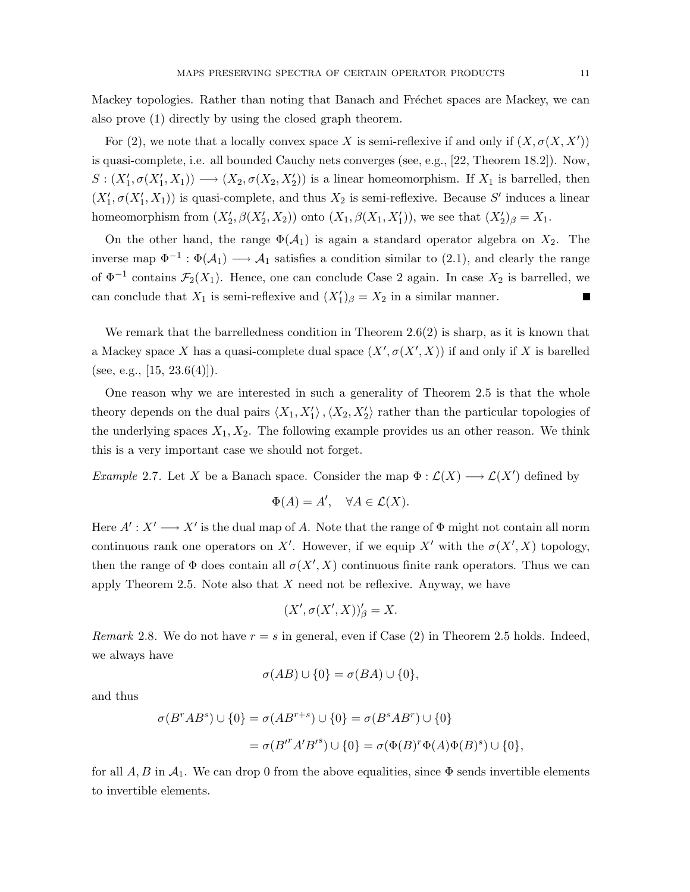Mackey topologies. Rather than noting that Banach and Fréchet spaces are Mackey, we can also prove (1) directly by using the closed graph theorem.

For (2), we note that a locally convex space $X$ is semi-reflexive if and only if $(X, \sigma(X, X'))$ is quasi-complete, i.e. all bounded Cauchy nets converges (see, e.g., [22, Theorem 18.2]). Now, $S : (X_1', \sigma(X_1', X_1)) \longrightarrow (X_2, \sigma(X_2, X_2'))$ is a linear homeomorphism. If $X_1$ is barrelled, then $(X_1', \sigma(X_1', X_1))$ is quasi-complete, and thus $X_2$ is semi-reflexive. Because $S'$ induces a linear homeomorphism from $(X_2', \beta(X_2', X_2))$ onto $(X_1, \beta(X_1, X_1'))$, we see that $(X_2')_\beta = X_1$.

On the other hand, the range $\Phi(\mathcal{A}_1)$ is again a standard operator algebra on $X_2$. The inverse map $\Phi^{-1} : \Phi(\mathcal{A}_1) \longrightarrow \mathcal{A}_1$ satisfies a condition similar to (2.1), and clearly the range of $\Phi^{-1}$ contains $\mathcal{F}_2(X_1)$. Hence, one can conclude Case 2 again. In case $X_2$ is barrelled, we can conclude that $X_1$ is semi-reflexive and $(X_1')_\beta = X_2$ in a similar manner. ∎

We remark that the barrelledness condition in Theorem 2.6(2) is sharp, as it is known that a Mackey space $X$ has a quasi-complete dual space $(X', \sigma(X', X))$ if and only if $X$ is barelled (see, e.g., [15, 23.6(4)]).

One reason why we are interested in such a generality of Theorem 2.5 is that the whole theory depends on the dual pairs $\langle X_1, X_1' \rangle, \langle X_2, X_2' \rangle$ rather than the particular topologies of the underlying spaces $X_1, X_2$. The following example provides us an other reason. We think this is a very important case we should not forget.

*Example* 2.7. Let $X$ be a Banach space. Consider the map $\Phi : \mathcal{L}(X) \longrightarrow \mathcal{L}(X')$ defined by

$$\Phi(A) = A', \quad \forall A \in \mathcal{L}(X).$$

Here $A' : X' \longrightarrow X'$ is the dual map of $A$. Note that the range of $\Phi$ might not contain all norm continuous rank one operators on $X'$. However, if we equip $X'$ with the $\sigma(X', X)$ topology, then the range of $\Phi$ does contain all $\sigma(X', X)$ continuous finite rank operators. Thus we can apply Theorem 2.5. Note also that $X$ need not be reflexive. Anyway, we have

$$(X', \sigma(X', X))_\beta' = X.$$

*Remark* 2.8. We do not have $r = s$ in general, even if Case (2) in Theorem 2.5 holds. Indeed, we always have

$$\sigma(AB) \cup \{0\} = \sigma(BA) \cup \{0\},$$

and thus

$$\begin{aligned}
\sigma(B^r A B^s) \cup \{0\} &= \sigma(A B^{r+s}) \cup \{0\} = \sigma(B^s A B^r) \cup \{0\} \\
&= \sigma({B'}^r A' {B'}^s) \cup \{0\} = \sigma(\Phi(B)^r \Phi(A) \Phi(B)^s) \cup \{0\},
\end{aligned}$$

for all $A, B$ in $\mathcal{A}_1$. We can drop 0 from the above equalities, since $\Phi$ sends invertible elements to invertible elements.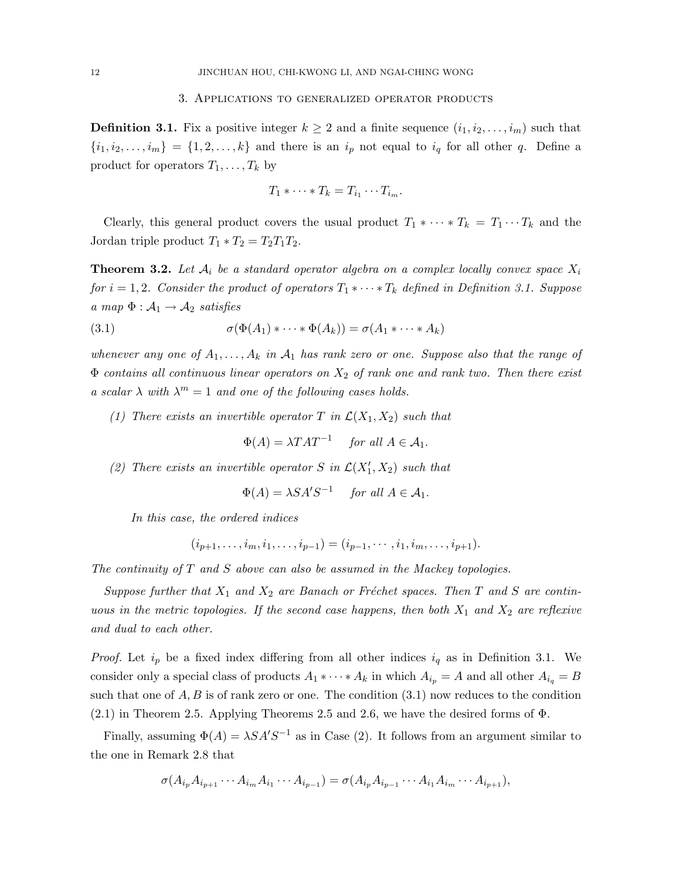## 3. Applications to generalized operator products

**Definition 3.1.** Fix a positive integer $k \geq 2$ and a finite sequence $(i_1, i_2, \ldots, i_m)$ such that $\{i_1, i_2, \ldots, i_m\} = \{1, 2, \ldots, k\}$ and there is an $i_p$ not equal to $i_q$ for all other $q$. Define a product for operators $T_1, \ldots, T_k$ by

$$T_1 * \cdots * T_k = T_{i_1} \cdots T_{i_m}.$$

Clearly, this general product covers the usual product $T_1 * \cdots * T_k = T_1 \cdots T_k$ and the Jordan triple product $T_1 * T_2 = T_2 T_1 T_2$.

**Theorem 3.2.** *Let $\mathcal{A}_i$ be a standard operator algebra on a complex locally convex space $X_i$ for $i = 1, 2$. Consider the product of operators $T_1 * \cdots * T_k$ defined in Definition 3.1. Suppose a map $\Phi : \mathcal{A}_1 \to \mathcal{A}_2$ satisfies*

$$\sigma(\Phi(A_1) * \cdots * \Phi(A_k)) = \sigma(A_1 * \cdots * A_k) \tag{3.1}$$

*whenever any one of $A_1, \ldots, A_k$ in $\mathcal{A}_1$ has rank zero or one. Suppose also that the range of $\Phi$ contains all continuous linear operators on $X_2$ of rank one and rank two. Then there exist a scalar $\lambda$ with $\lambda^m = 1$ and one of the following cases holds.*

*(1) There exists an invertible operator $T$ in $\mathcal{L}(X_1, X_2)$ such that*

$$\Phi(A) = \lambda T A T^{-1} \quad \text{for all } A \in \mathcal{A}_1.$$

*(2) There exists an invertible operator $S$ in $\mathcal{L}(X_1', X_2)$ such that*

$$\Phi(A) = \lambda S A' S^{-1} \quad \text{for all } A \in \mathcal{A}_1.$$

*In this case, the ordered indices*

$$(i_{p+1}, \ldots, i_m, i_1, \ldots, i_{p-1}) = (i_{p-1}, \cdots, i_1, i_m, \ldots, i_{p+1}).$$

*The continuity of $T$ and $S$ above can also be assumed in the Mackey topologies.*

*Suppose further that $X_1$ and $X_2$ are Banach or Fréchet spaces. Then $T$ and $S$ are continuous in the metric topologies. If the second case happens, then both $X_1$ and $X_2$ are reflexive and dual to each other.*

*Proof.* Let $i_p$ be a fixed index differing from all other indices $i_q$ as in Definition 3.1. We consider only a special class of products $A_1 * \cdots * A_k$ in which $A_{i_p} = A$ and all other $A_{i_q} = B$ such that one of $A, B$ is of rank zero or one. The condition (3.1) now reduces to the condition (2.1) in Theorem 2.5. Applying Theorems 2.5 and 2.6, we have the desired forms of $\Phi$.

Finally, assuming $\Phi(A) = \lambda S A' S^{-1}$ as in Case (2). It follows from an argument similar to the one in Remark 2.8 that

$$\sigma(A_{i_p} A_{i_{p+1}} \cdots A_{i_m} A_{i_1} \cdots A_{i_{p-1}}) = \sigma(A_{i_p} A_{i_{p-1}} \cdots A_{i_1} A_{i_m} \cdots A_{i_{p+1}}),$$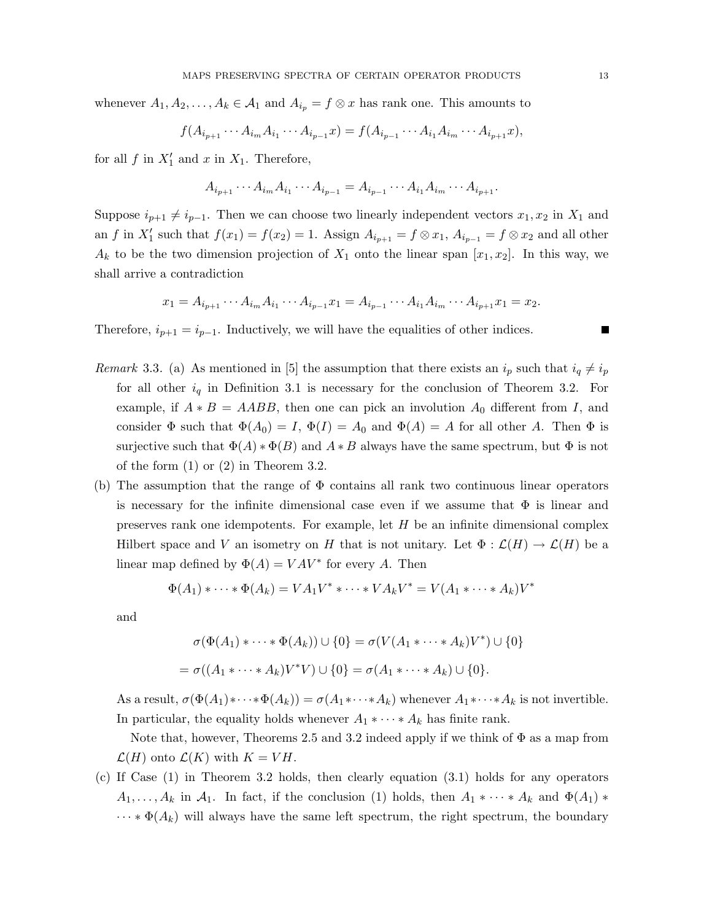whenever $A_1, A_2, \ldots, A_k \in \mathcal{A}_1$ and $A_{i_p} = f \otimes x$ has rank one. This amounts to

$$f(A_{i_{p+1}} \cdots A_{i_m} A_{i_1} \cdots A_{i_{p-1}} x) = f(A_{i_{p-1}} \cdots A_{i_1} A_{i_m} \cdots A_{i_{p+1}} x),$$

for all $f$ in $X_1'$ and $x$ in $X_1$. Therefore,

$$A_{i_{p+1}} \cdots A_{i_m} A_{i_1} \cdots A_{i_{p-1}} = A_{i_{p-1}} \cdots A_{i_1} A_{i_m} \cdots A_{i_{p+1}}.$$

Suppose $i_{p+1} \neq i_{p-1}$. Then we can choose two linearly independent vectors $x_1, x_2$ in $X_1$ and an $f$ in $X_1'$ such that $f(x_1) = f(x_2) = 1$. Assign $A_{i_{p+1}} = f \otimes x_1$, $A_{i_{p-1}} = f \otimes x_2$ and all other $A_k$ to be the two dimension projection of $X_1$ onto the linear span $[x_1, x_2]$. In this way, we shall arrive a contradiction

$$x_1 = A_{i_{p+1}} \cdots A_{i_m} A_{i_1} \cdots A_{i_{p-1}} x_1 = A_{i_{p-1}} \cdots A_{i_1} A_{i_m} \cdots A_{i_{p+1}} x_1 = x_2.$$

Therefore, $i_{p+1} = i_{p-1}$. Inductively, we will have the equalities of other indices. ∎

*Remark* 3.3. (a) As mentioned in [5] the assumption that there exists an $i_p$ such that $i_q \neq i_p$ for all other $i_q$ in Definition 3.1 is necessary for the conclusion of Theorem 3.2. For example, if $A * B = AABB$, then one can pick an involution $A_0$ different from $I$, and consider $\Phi$ such that $\Phi(A_0) = I$, $\Phi(I) = A_0$ and $\Phi(A) = A$ for all other $A$. Then $\Phi$ is surjective such that $\Phi(A) * \Phi(B)$ and $A * B$ always have the same spectrum, but $\Phi$ is not of the form (1) or (2) in Theorem 3.2.

(b) The assumption that the range of $\Phi$ contains all rank two continuous linear operators is necessary for the infinite dimensional case even if we assume that $\Phi$ is linear and preserves rank one idempotents. For example, let $H$ be an infinite dimensional complex Hilbert space and $V$ an isometry on $H$ that is not unitary. Let $\Phi : \mathcal{L}(H) \to \mathcal{L}(H)$ be a linear map defined by $\Phi(A) = VAV^*$ for every $A$. Then

$$\Phi(A_1) * \cdots * \Phi(A_k) = VA_1V^* * \cdots * VA_kV^* = V(A_1 * \cdots * A_k)V^*$$

and

$$\begin{aligned}\sigma(\Phi(A_1) * \cdots * \Phi(A_k)) \cup \{0\} &= \sigma(V(A_1 * \cdots * A_k)V^*) \cup \{0\} \\ = \sigma((A_1 * \cdots * A_k)V^*V) \cup \{0\} &= \sigma(A_1 * \cdots * A_k) \cup \{0\}.\end{aligned}$$

As a result, $\sigma(\Phi(A_1) * \cdots * \Phi(A_k)) = \sigma(A_1 * \cdots * A_k)$ whenever $A_1 * \cdots * A_k$ is not invertible. In particular, the equality holds whenever $A_1 * \cdots * A_k$ has finite rank.

Note that, however, Theorems 2.5 and 3.2 indeed apply if we think of $\Phi$ as a map from $\mathcal{L}(H)$ onto $\mathcal{L}(K)$ with $K = VH$.

(c) If Case (1) in Theorem 3.2 holds, then clearly equation (3.1) holds for any operators $A_1, \ldots, A_k$ in $\mathcal{A}_1$. In fact, if the conclusion (1) holds, then $A_1 * \cdots * A_k$ and $\Phi(A_1) * \cdots * \Phi(A_k)$ will always have the same left spectrum, the right spectrum, the boundary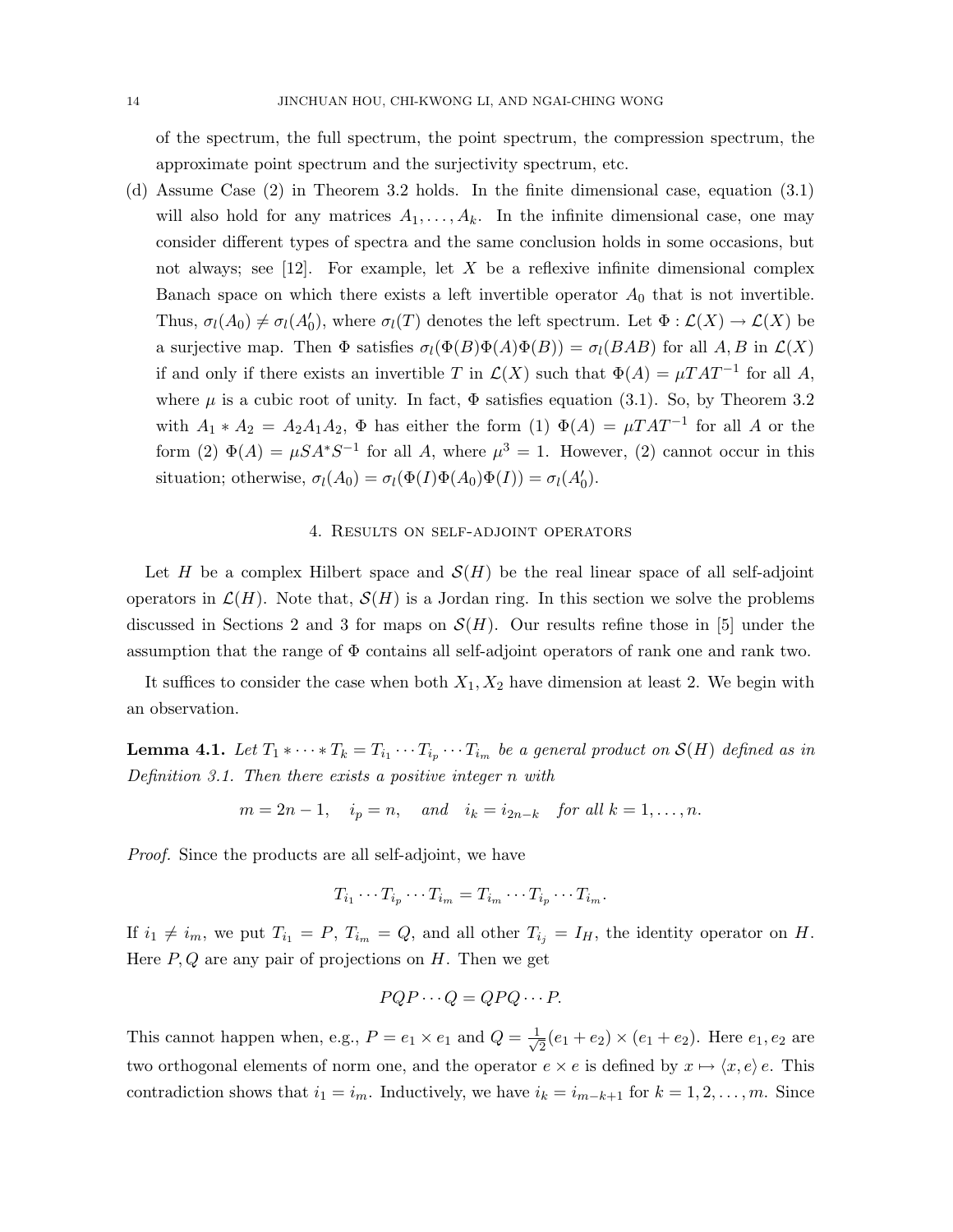of the spectrum, the full spectrum, the point spectrum, the compression spectrum, the approximate point spectrum and the surjectivity spectrum, etc.

(d) Assume Case (2) in Theorem 3.2 holds. In the finite dimensional case, equation (3.1) will also hold for any matrices $A_1, \ldots, A_k$. In the infinite dimensional case, one may consider different types of spectra and the same conclusion holds in some occasions, but not always; see [12]. For example, let $X$ be a reflexive infinite dimensional complex Banach space on which there exists a left invertible operator $A_0$ that is not invertible. Thus, $\sigma_l(A_0) \neq \sigma_l(A_0')$, where $\sigma_l(T)$ denotes the left spectrum. Let $\Phi : \mathcal{L}(X) \to \mathcal{L}(X)$ be a surjective map. Then $\Phi$ satisfies $\sigma_l(\Phi(B)\Phi(A)\Phi(B)) = \sigma_l(BAB)$ for all $A, B$ in $\mathcal{L}(X)$ if and only if there exists an invertible $T$ in $\mathcal{L}(X)$ such that $\Phi(A) = \mu TAT^{-1}$ for all $A$, where $\mu$ is a cubic root of unity. In fact, $\Phi$ satisfies equation (3.1). So, by Theorem 3.2 with $A_1 * A_2 = A_2 A_1 A_2$, $\Phi$ has either the form (1) $\Phi(A) = \mu TAT^{-1}$ for all $A$ or the form (2) $\Phi(A) = \mu SA^*S^{-1}$ for all $A$, where $\mu^3 = 1$. However, (2) cannot occur in this situation; otherwise, $\sigma_l(A_0) = \sigma_l(\Phi(I)\Phi(A_0)\Phi(I)) = \sigma_l(A_0')$.

## 4. Results on self-adjoint operators

Let $H$ be a complex Hilbert space and $\mathcal{S}(H)$ be the real linear space of all self-adjoint operators in $\mathcal{L}(H)$. Note that, $\mathcal{S}(H)$ is a Jordan ring. In this section we solve the problems discussed in Sections 2 and 3 for maps on $\mathcal{S}(H)$. Our results refine those in [5] under the assumption that the range of $\Phi$ contains all self-adjoint operators of rank one and rank two.

It suffices to consider the case when both $X_1, X_2$ have dimension at least 2. We begin with an observation.

**Lemma 4.1.** *Let $T_1 * \cdots * T_k = T_{i_1} \cdots T_{i_p} \cdots T_{i_m}$ be a general product on $\mathcal{S}(H)$ defined as in Definition 3.1. Then there exists a positive integer $n$ with*

$$m = 2n - 1, \quad i_p = n, \quad \text{and} \quad i_k = i_{2n-k} \quad \text{for all } k = 1, \ldots, n.$$

*Proof.* Since the products are all self-adjoint, we have

$$T_{i_1} \cdots T_{i_p} \cdots T_{i_m} = T_{i_m} \cdots T_{i_p} \cdots T_{i_m}.$$

If $i_1 \neq i_m$, we put $T_{i_1} = P$, $T_{i_m} = Q$, and all other $T_{i_j} = I_H$, the identity operator on $H$. Here $P, Q$ are any pair of projections on $H$. Then we get

$$PQP \cdots Q = QPQ \cdots P.$$

This cannot happen when, e.g., $P = e_1 \times e_1$ and $Q = \frac{1}{\sqrt{2}}(e_1 + e_2) \times (e_1 + e_2)$. Here $e_1, e_2$ are two orthogonal elements of norm one, and the operator $e \times e$ is defined by $x \mapsto \langle x, e \rangle\, e$. This contradiction shows that $i_1 = i_m$. Inductively, we have $i_k = i_{m-k+1}$ for $k = 1, 2, \ldots, m$. Since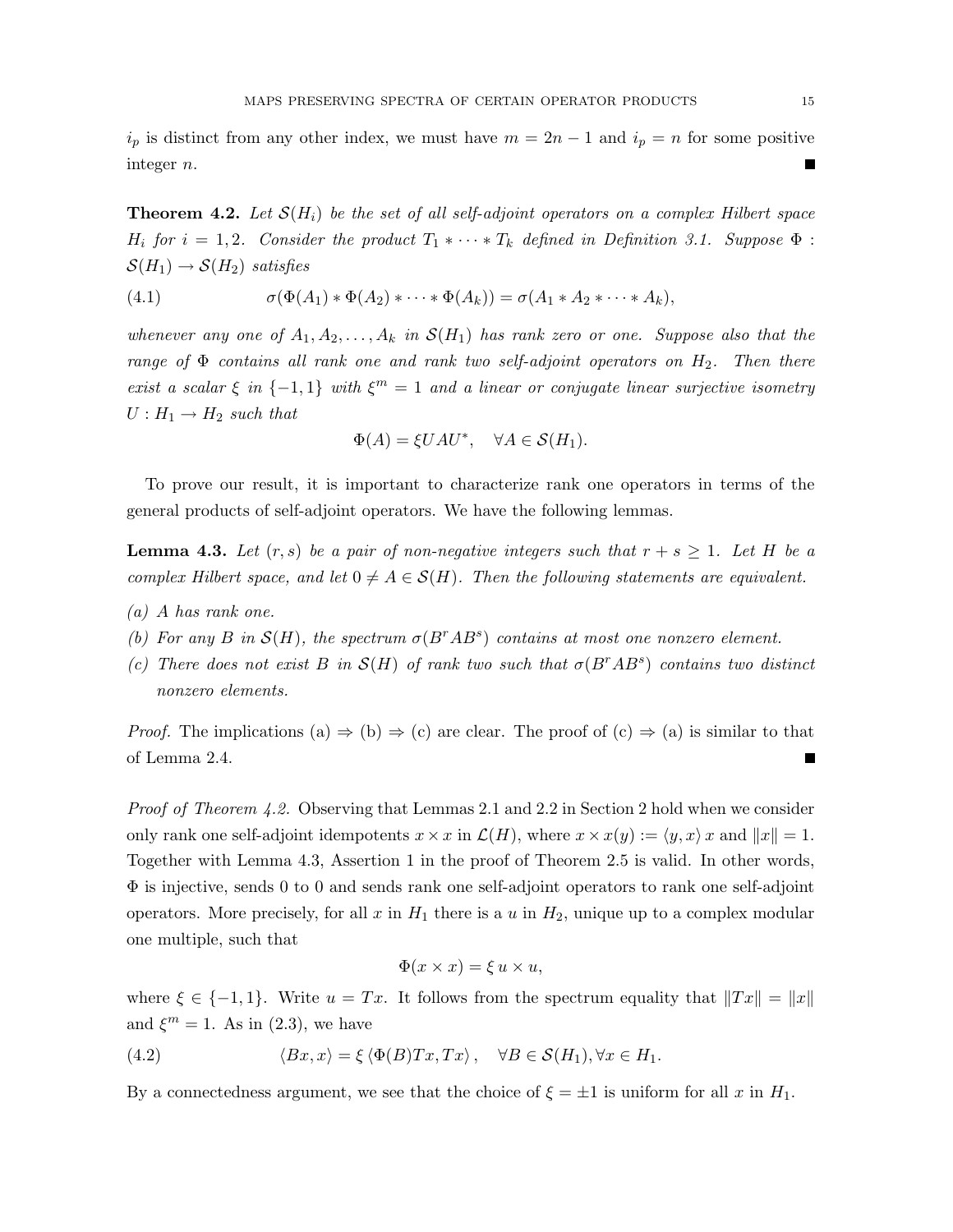$i_p$ is distinct from any other index, we must have $m = 2n - 1$ and $i_p = n$ for some positive integer $n$. ∎

**Theorem 4.2.** *Let $\mathcal{S}(H_i)$ be the set of all self-adjoint operators on a complex Hilbert space $H_i$ for $i = 1, 2$. Consider the product $T_1 * \cdots * T_k$ defined in Definition 3.1. Suppose $\Phi : \mathcal{S}(H_1) \to \mathcal{S}(H_2)$ satisfies*

$$\sigma(\Phi(A_1) * \Phi(A_2) * \cdots * \Phi(A_k)) = \sigma(A_1 * A_2 * \cdots * A_k), \tag{4.1}$$

*whenever any one of $A_1, A_2, \ldots, A_k$ in $\mathcal{S}(H_1)$ has rank zero or one. Suppose also that the range of $\Phi$ contains all rank one and rank two self-adjoint operators on $H_2$. Then there exist a scalar $\xi$ in $\{-1, 1\}$ with $\xi^m = 1$ and a linear or conjugate linear surjective isometry $U : H_1 \to H_2$ such that*

$$\Phi(A) = \xi U A U^*, \quad \forall A \in \mathcal{S}(H_1).$$

To prove our result, it is important to characterize rank one operators in terms of the general products of self-adjoint operators. We have the following lemmas.

**Lemma 4.3.** *Let $(r, s)$ be a pair of non-negative integers such that $r + s \geq 1$. Let $H$ be a complex Hilbert space, and let $0 \neq A \in \mathcal{S}(H)$. Then the following statements are equivalent.*

*(a) $A$ has rank one.*

*(b) For any $B$ in $\mathcal{S}(H)$, the spectrum $\sigma(B^r A B^s)$ contains at most one nonzero element.*

*(c) There does not exist $B$ in $\mathcal{S}(H)$ of rank two such that $\sigma(B^r A B^s)$ contains two distinct nonzero elements.*

*Proof.* The implications (a) ⇒ (b) ⇒ (c) are clear. The proof of (c) ⇒ (a) is similar to that of Lemma 2.4. ∎

*Proof of Theorem 4.2.* Observing that Lemmas 2.1 and 2.2 in Section 2 hold when we consider only rank one self-adjoint idempotents $x \times x$ in $\mathcal{L}(H)$, where $x \times x(y) := \langle y, x \rangle x$ and $\|x\| = 1$. Together with Lemma 4.3, Assertion 1 in the proof of Theorem 2.5 is valid. In other words, $\Phi$ is injective, sends 0 to 0 and sends rank one self-adjoint operators to rank one self-adjoint operators. More precisely, for all $x$ in $H_1$ there is a $u$ in $H_2$, unique up to a complex modular one multiple, such that

$$\Phi(x \times x) = \xi \, u \times u,$$

where $\xi \in \{-1, 1\}$. Write $u = Tx$. It follows from the spectrum equality that $\|Tx\| = \|x\|$ and $\xi^m = 1$. As in (2.3), we have

$$\langle Bx, x \rangle = \xi \, \langle \Phi(B) Tx, Tx \rangle, \quad \forall B \in \mathcal{S}(H_1), \forall x \in H_1. \tag{4.2}$$

By a connectedness argument, we see that the choice of $\xi = \pm 1$ is uniform for all $x$ in $H_1$.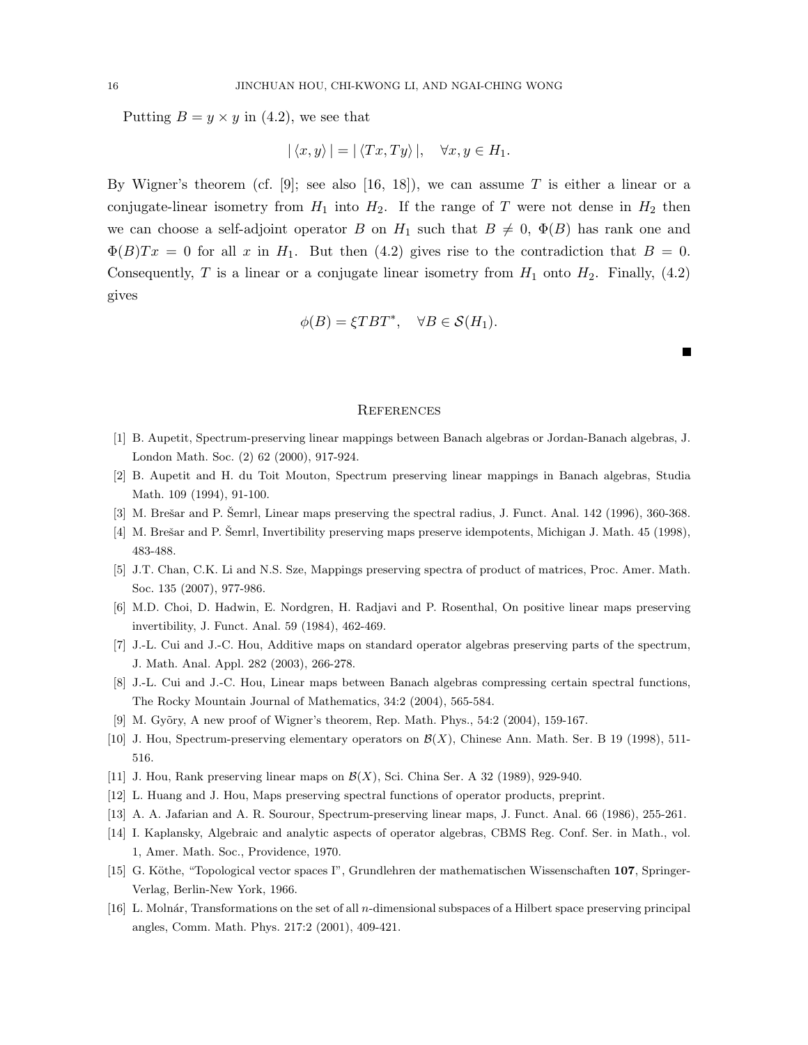Putting $B = y \times y$ in (4.2), we see that

$$|\langle x, y\rangle| = |\langle Tx, Ty\rangle|, \quad \forall x, y \in H_1.$$

By Wigner's theorem (cf. [9]; see also [16, 18]), we can assume $T$ is either a linear or a conjugate-linear isometry from $H_1$ into $H_2$. If the range of $T$ were not dense in $H_2$ then we can choose a self-adjoint operator $B$ on $H_1$ such that $B \neq 0$, $\Phi(B)$ has rank one and $\Phi(B)Tx = 0$ for all $x$ in $H_1$. But then (4.2) gives rise to the contradiction that $B = 0$. Consequently, $T$ is a linear or a conjugate linear isometry from $H_1$ onto $H_2$. Finally, (4.2) gives

$$\phi(B) = \xi TBT^*, \quad \forall B \in \mathcal{S}(H_1).$$

$\blacksquare$

## References

[1] B. Aupetit, Spectrum-preserving linear mappings between Banach algebras or Jordan-Banach algebras, J. London Math. Soc. (2) 62 (2000), 917-924.

[2] B. Aupetit and H. du Toit Mouton, Spectrum preserving linear mappings in Banach algebras, Studia Math. 109 (1994), 91-100.

[3] M. Brešar and P. Šemrl, Linear maps preserving the spectral radius, J. Funct. Anal. 142 (1996), 360-368.

[4] M. Brešar and P. Šemrl, Invertibility preserving maps preserve idempotents, Michigan J. Math. 45 (1998), 483-488.

[5] J.T. Chan, C.K. Li and N.S. Sze, Mappings preserving spectra of product of matrices, Proc. Amer. Math. Soc. 135 (2007), 977-986.

[6] M.D. Choi, D. Hadwin, E. Nordgren, H. Radjavi and P. Rosenthal, On positive linear maps preserving invertibility, J. Funct. Anal. 59 (1984), 462-469.

[7] J.-L. Cui and J.-C. Hou, Additive maps on standard operator algebras preserving parts of the spectrum, J. Math. Anal. Appl. 282 (2003), 266-278.

[8] J.-L. Cui and J.-C. Hou, Linear maps between Banach algebras compressing certain spectral functions, The Rocky Mountain Journal of Mathematics, 34:2 (2004), 565-584.

[9] M. Gyõry, A new proof of Wigner's theorem, Rep. Math. Phys., 54:2 (2004), 159-167.

[10] J. Hou, Spectrum-preserving elementary operators on $\mathcal{B}(X)$, Chinese Ann. Math. Ser. B 19 (1998), 511-516.

[11] J. Hou, Rank preserving linear maps on $\mathcal{B}(X)$, Sci. China Ser. A 32 (1989), 929-940.

[12] L. Huang and J. Hou, Maps preserving spectral functions of operator products, preprint.

[13] A. A. Jafarian and A. R. Sourour, Spectrum-preserving linear maps, J. Funct. Anal. 66 (1986), 255-261.

[14] I. Kaplansky, Algebraic and analytic aspects of operator algebras, CBMS Reg. Conf. Ser. in Math., vol. 1, Amer. Math. Soc., Providence, 1970.

[15] G. Köthe, "Topological vector spaces I", Grundlehren der mathematischen Wissenschaften **107**, Springer-Verlag, Berlin-New York, 1966.

[16] L. Molnár, Transformations on the set of all $n$-dimensional subspaces of a Hilbert space preserving principal angles, Comm. Math. Phys. 217:2 (2001), 409-421.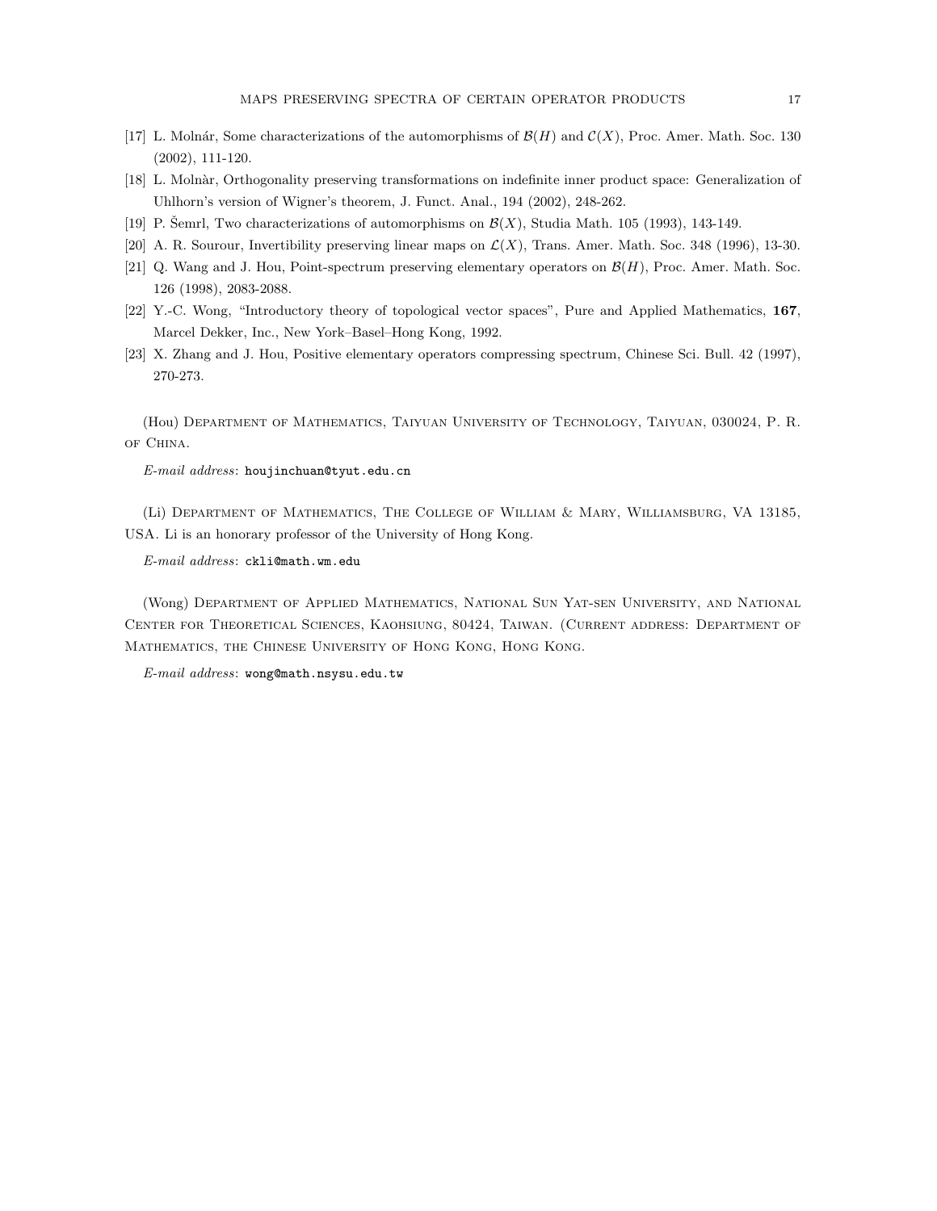[17] L. Molnár, Some characterizations of the automorphisms of $\mathcal{B}(H)$ and $\mathcal{C}(X)$, Proc. Amer. Math. Soc. 130 (2002), 111-120.

[18] L. Molnàr, Orthogonality preserving transformations on indefinite inner product space: Generalization of Uhlhorn's version of Wigner's theorem, J. Funct. Anal., 194 (2002), 248-262.

[19] P. Šemrl, Two characterizations of automorphisms on $\mathcal{B}(X)$, Studia Math. 105 (1993), 143-149.

[20] A. R. Sourour, Invertibility preserving linear maps on $\mathcal{L}(X)$, Trans. Amer. Math. Soc. 348 (1996), 13-30.

[21] Q. Wang and J. Hou, Point-spectrum preserving elementary operators on $\mathcal{B}(H)$, Proc. Amer. Math. Soc. 126 (1998), 2083-2088.

[22] Y.-C. Wong, "Introductory theory of topological vector spaces", Pure and Applied Mathematics, **167**, Marcel Dekker, Inc., New York–Basel–Hong Kong, 1992.

[23] X. Zhang and J. Hou, Positive elementary operators compressing spectrum, Chinese Sci. Bull. 42 (1997), 270-273.

(Hou) Department of Mathematics, Taiyuan University of Technology, Taiyuan, 030024, P. R. of China.

*E-mail address*: houjinchuan@tyut.edu.cn

(Li) Department of Mathematics, The College of William & Mary, Williamsburg, VA 13185, USA. Li is an honorary professor of the University of Hong Kong.

*E-mail address*: ckli@math.wm.edu

(Wong) Department of Applied Mathematics, National Sun Yat-sen University, and National Center for Theoretical Sciences, Kaohsiung, 80424, Taiwan. (Current address: Department of Mathematics, the Chinese University of Hong Kong, Hong Kong.

*E-mail address*: wong@math.nsysu.edu.tw